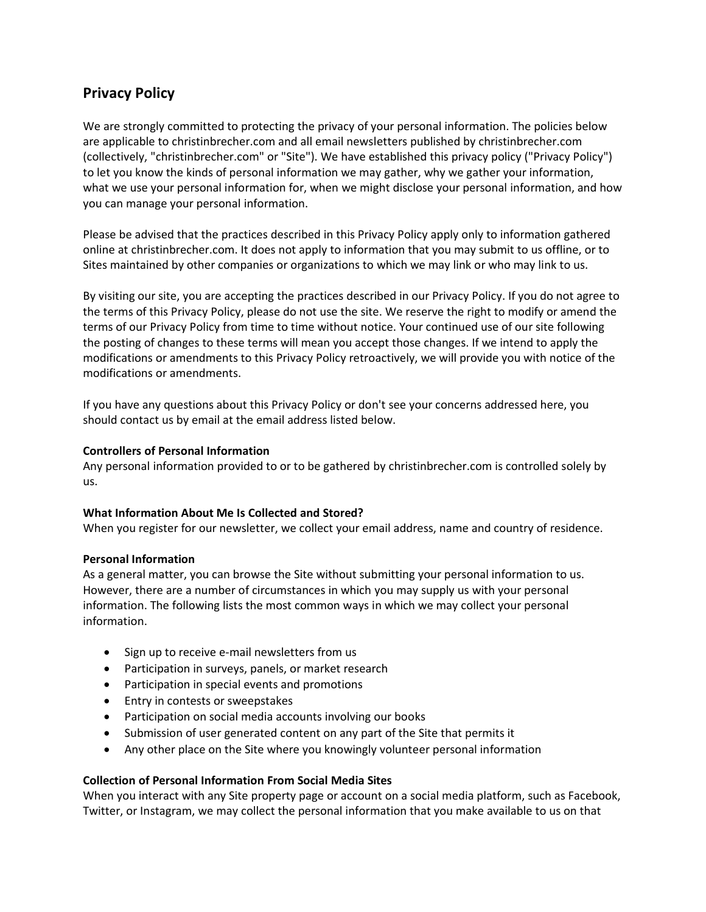# Privacy Policy

We are strongly committed to protecting the privacy of your personal information. The policies below are applicable to christinbrecher.com and all email newsletters published by christinbrecher.com (collectively, "christinbrecher.com" or "Site"). We have established this privacy policy ("Privacy Policy") to let you know the kinds of personal information we may gather, why we gather your information, what we use your personal information for, when we might disclose your personal information, and how you can manage your personal information.

Please be advised that the practices described in this Privacy Policy apply only to information gathered online at christinbrecher.com. It does not apply to information that you may submit to us offline, or to Sites maintained by other companies or organizations to which we may link or who may link to us.

By visiting our site, you are accepting the practices described in our Privacy Policy. If you do not agree to the terms of this Privacy Policy, please do not use the site. We reserve the right to modify or amend the terms of our Privacy Policy from time to time without notice. Your continued use of our site following the posting of changes to these terms will mean you accept those changes. If we intend to apply the modifications or amendments to this Privacy Policy retroactively, we will provide you with notice of the modifications or amendments.

If you have any questions about this Privacy Policy or don't see your concerns addressed here, you should contact us by email at the email address listed below.

**Controllers of Personal Information**
Any personal information provided to or to be gathered by christinbrecher.com is controlled solely by us.

**What Information About Me Is Collected and Stored?**
When you register for our newsletter, we collect your email address, name and country of residence.

**Personal Information**
As a general matter, you can browse the Site without submitting your personal information to us. However, there are a number of circumstances in which you may supply us with your personal information. The following lists the most common ways in which we may collect your personal information.

- Sign up to receive e-mail newsletters from us
- Participation in surveys, panels, or market research
- Participation in special events and promotions
- Entry in contests or sweepstakes
- Participation on social media accounts involving our books
- Submission of user generated content on any part of the Site that permits it
- Any other place on the Site where you knowingly volunteer personal information

**Collection of Personal Information From Social Media Sites**
When you interact with any Site property page or account on a social media platform, such as Facebook, Twitter, or Instagram, we may collect the personal information that you make available to us on that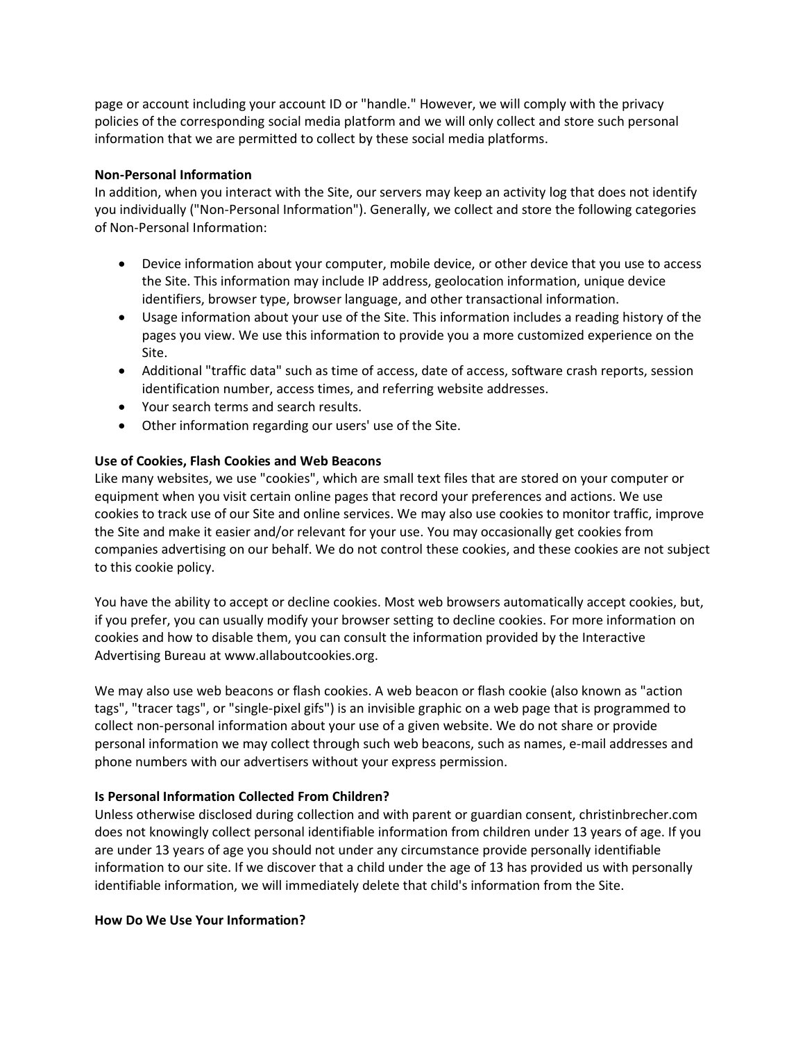page or account including your account ID or "handle." However, we will comply with the privacy policies of the corresponding social media platform and we will only collect and store such personal information that we are permitted to collect by these social media platforms.

**Non-Personal Information**

In addition, when you interact with the Site, our servers may keep an activity log that does not identify you individually ("Non-Personal Information"). Generally, we collect and store the following categories of Non-Personal Information:

- Device information about your computer, mobile device, or other device that you use to access the Site. This information may include IP address, geolocation information, unique device identifiers, browser type, browser language, and other transactional information.
- Usage information about your use of the Site. This information includes a reading history of the pages you view. We use this information to provide you a more customized experience on the Site.
- Additional "traffic data" such as time of access, date of access, software crash reports, session identification number, access times, and referring website addresses.
- Your search terms and search results.
- Other information regarding our users' use of the Site.

**Use of Cookies, Flash Cookies and Web Beacons**

Like many websites, we use "cookies", which are small text files that are stored on your computer or equipment when you visit certain online pages that record your preferences and actions. We use cookies to track use of our Site and online services. We may also use cookies to monitor traffic, improve the Site and make it easier and/or relevant for your use. You may occasionally get cookies from companies advertising on our behalf. We do not control these cookies, and these cookies are not subject to this cookie policy.

You have the ability to accept or decline cookies. Most web browsers automatically accept cookies, but, if you prefer, you can usually modify your browser setting to decline cookies. For more information on cookies and how to disable them, you can consult the information provided by the Interactive Advertising Bureau at www.allaboutcookies.org.

We may also use web beacons or flash cookies. A web beacon or flash cookie (also known as "action tags", "tracer tags", or "single-pixel gifs") is an invisible graphic on a web page that is programmed to collect non-personal information about your use of a given website. We do not share or provide personal information we may collect through such web beacons, such as names, e-mail addresses and phone numbers with our advertisers without your express permission.

**Is Personal Information Collected From Children?**

Unless otherwise disclosed during collection and with parent or guardian consent, christinbrecher.com does not knowingly collect personal identifiable information from children under 13 years of age. If you are under 13 years of age you should not under any circumstance provide personally identifiable information to our site. If we discover that a child under the age of 13 has provided us with personally identifiable information, we will immediately delete that child's information from the Site.

**How Do We Use Your Information?**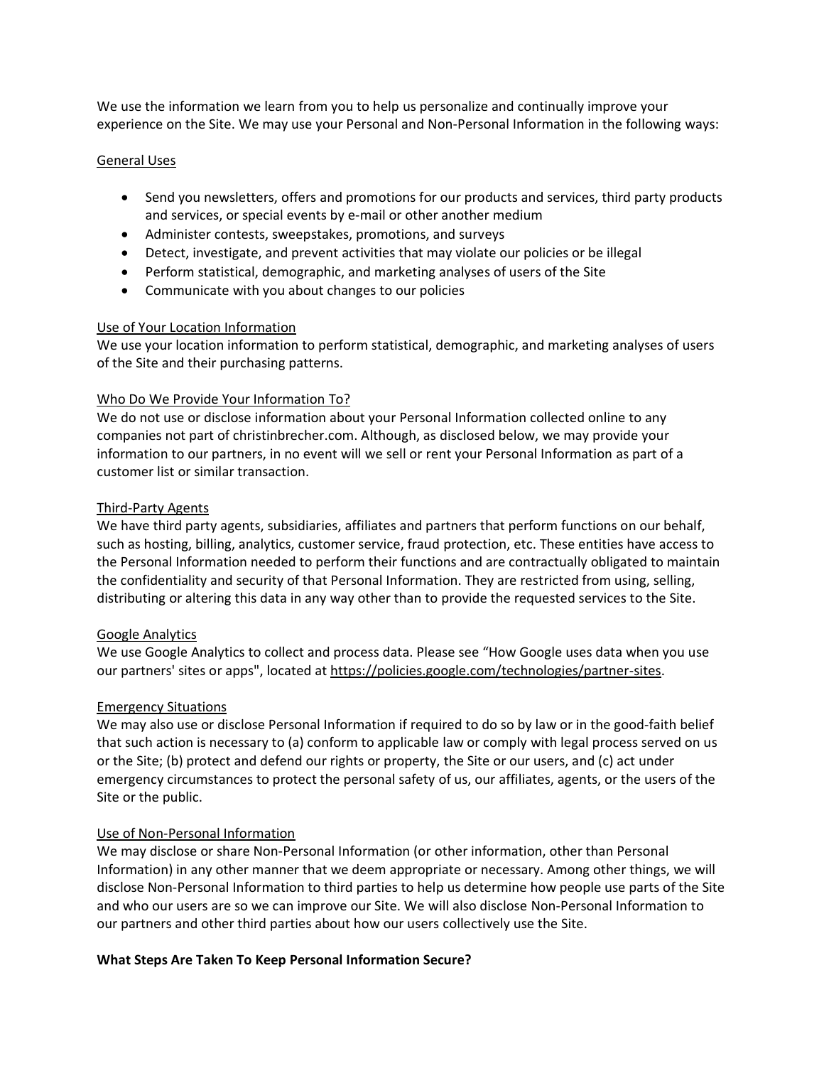We use the information we learn from you to help us personalize and continually improve your experience on the Site. We may use your Personal and Non-Personal Information in the following ways:

General Uses

- Send you newsletters, offers and promotions for our products and services, third party products and services, or special events by e-mail or other another medium
- Administer contests, sweepstakes, promotions, and surveys
- Detect, investigate, and prevent activities that may violate our policies or be illegal
- Perform statistical, demographic, and marketing analyses of users of the Site
- Communicate with you about changes to our policies

Use of Your Location Information
We use your location information to perform statistical, demographic, and marketing analyses of users of the Site and their purchasing patterns.

Who Do We Provide Your Information To?
We do not use or disclose information about your Personal Information collected online to any companies not part of christinbrecher.com. Although, as disclosed below, we may provide your information to our partners, in no event will we sell or rent your Personal Information as part of a customer list or similar transaction.

Third-Party Agents
We have third party agents, subsidiaries, affiliates and partners that perform functions on our behalf, such as hosting, billing, analytics, customer service, fraud protection, etc. These entities have access to the Personal Information needed to perform their functions and are contractually obligated to maintain the confidentiality and security of that Personal Information. They are restricted from using, selling, distributing or altering this data in any way other than to provide the requested services to the Site.

Google Analytics
We use Google Analytics to collect and process data. Please see "How Google uses data when you use our partners' sites or apps", located at https://policies.google.com/technologies/partner-sites.

Emergency Situations
We may also use or disclose Personal Information if required to do so by law or in the good-faith belief that such action is necessary to (a) conform to applicable law or comply with legal process served on us or the Site; (b) protect and defend our rights or property, the Site or our users, and (c) act under emergency circumstances to protect the personal safety of us, our affiliates, agents, or the users of the Site or the public.

Use of Non-Personal Information
We may disclose or share Non-Personal Information (or other information, other than Personal Information) in any other manner that we deem appropriate or necessary. Among other things, we will disclose Non-Personal Information to third parties to help us determine how people use parts of the Site and who our users are so we can improve our Site. We will also disclose Non-Personal Information to our partners and other third parties about how our users collectively use the Site.

**What Steps Are Taken To Keep Personal Information Secure?**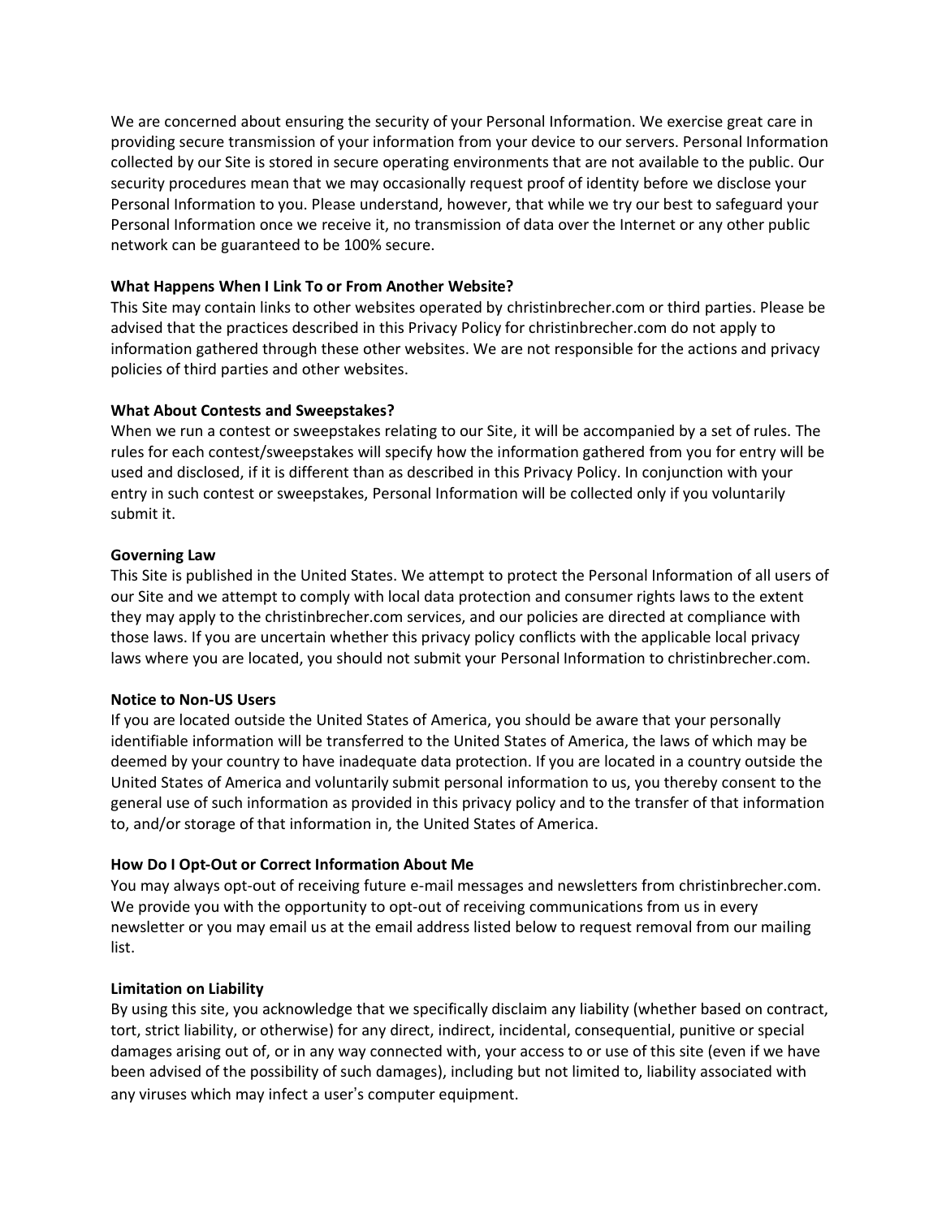We are concerned about ensuring the security of your Personal Information. We exercise great care in providing secure transmission of your information from your device to our servers. Personal Information collected by our Site is stored in secure operating environments that are not available to the public. Our security procedures mean that we may occasionally request proof of identity before we disclose your Personal Information to you. Please understand, however, that while we try our best to safeguard your Personal Information once we receive it, no transmission of data over the Internet or any other public network can be guaranteed to be 100% secure.

**What Happens When I Link To or From Another Website?**
This Site may contain links to other websites operated by christinbrecher.com or third parties. Please be advised that the practices described in this Privacy Policy for christinbrecher.com do not apply to information gathered through these other websites. We are not responsible for the actions and privacy policies of third parties and other websites.

**What About Contests and Sweepstakes?**
When we run a contest or sweepstakes relating to our Site, it will be accompanied by a set of rules. The rules for each contest/sweepstakes will specify how the information gathered from you for entry will be used and disclosed, if it is different than as described in this Privacy Policy. In conjunction with your entry in such contest or sweepstakes, Personal Information will be collected only if you voluntarily submit it.

**Governing Law**
This Site is published in the United States. We attempt to protect the Personal Information of all users of our Site and we attempt to comply with local data protection and consumer rights laws to the extent they may apply to the christinbrecher.com services, and our policies are directed at compliance with those laws. If you are uncertain whether this privacy policy conflicts with the applicable local privacy laws where you are located, you should not submit your Personal Information to christinbrecher.com.

**Notice to Non-US Users**
If you are located outside the United States of America, you should be aware that your personally identifiable information will be transferred to the United States of America, the laws of which may be deemed by your country to have inadequate data protection. If you are located in a country outside the United States of America and voluntarily submit personal information to us, you thereby consent to the general use of such information as provided in this privacy policy and to the transfer of that information to, and/or storage of that information in, the United States of America.

**How Do I Opt-Out or Correct Information About Me**
You may always opt-out of receiving future e-mail messages and newsletters from christinbrecher.com. We provide you with the opportunity to opt-out of receiving communications from us in every newsletter or you may email us at the email address listed below to request removal from our mailing list.

**Limitation on Liability**
By using this site, you acknowledge that we specifically disclaim any liability (whether based on contract, tort, strict liability, or otherwise) for any direct, indirect, incidental, consequential, punitive or special damages arising out of, or in any way connected with, your access to or use of this site (even if we have been advised of the possibility of such damages), including but not limited to, liability associated with any viruses which may infect a user's computer equipment.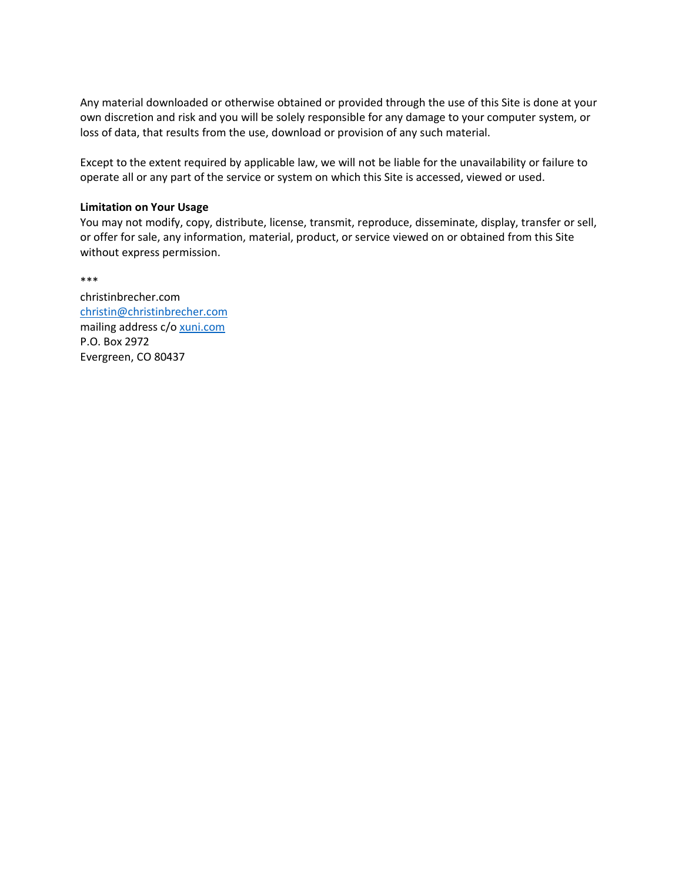Any material downloaded or otherwise obtained or provided through the use of this Site is done at your own discretion and risk and you will be solely responsible for any damage to your computer system, or loss of data, that results from the use, download or provision of any such material.

Except to the extent required by applicable law, we will not be liable for the unavailability or failure to operate all or any part of the service or system on which this Site is accessed, viewed or used.

**Limitation on Your Usage**
You may not modify, copy, distribute, license, transmit, reproduce, disseminate, display, transfer or sell, or offer for sale, any information, material, product, or service viewed on or obtained from this Site without express permission.

***
christinbrecher.com
christin@christinbrecher.com
mailing address c/o xuni.com
P.O. Box 2972
Evergreen, CO 80437